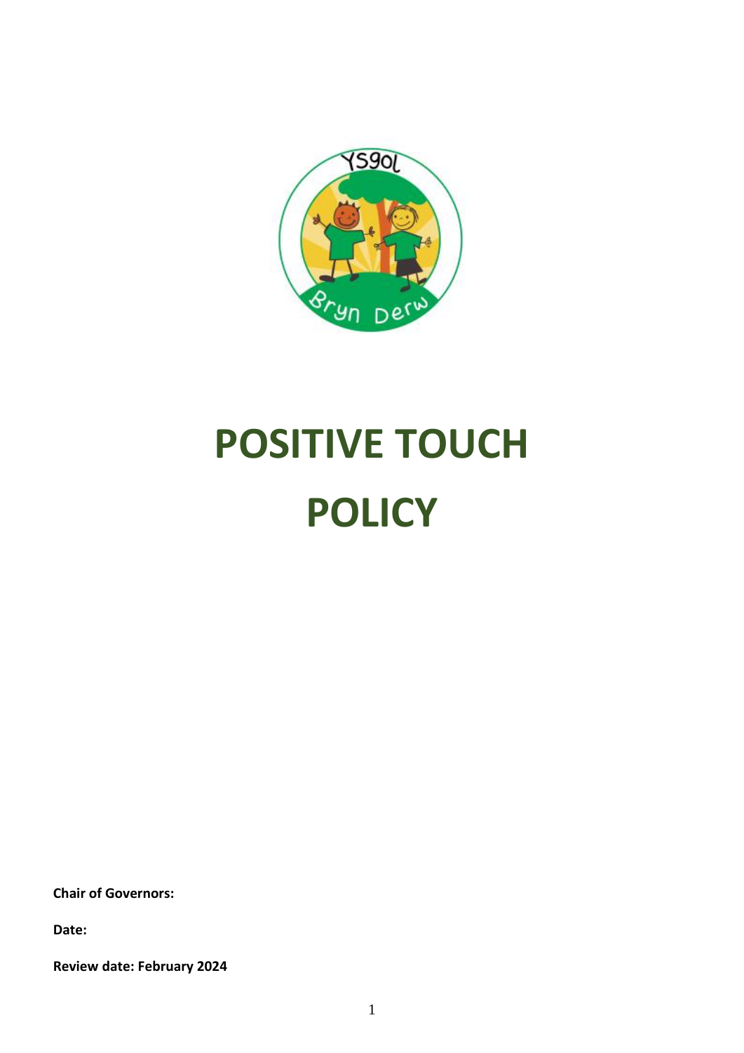# POSITIVE TOUCH POLICY

**Chair of Governors:**

**Date:**

**Review date: February 2024**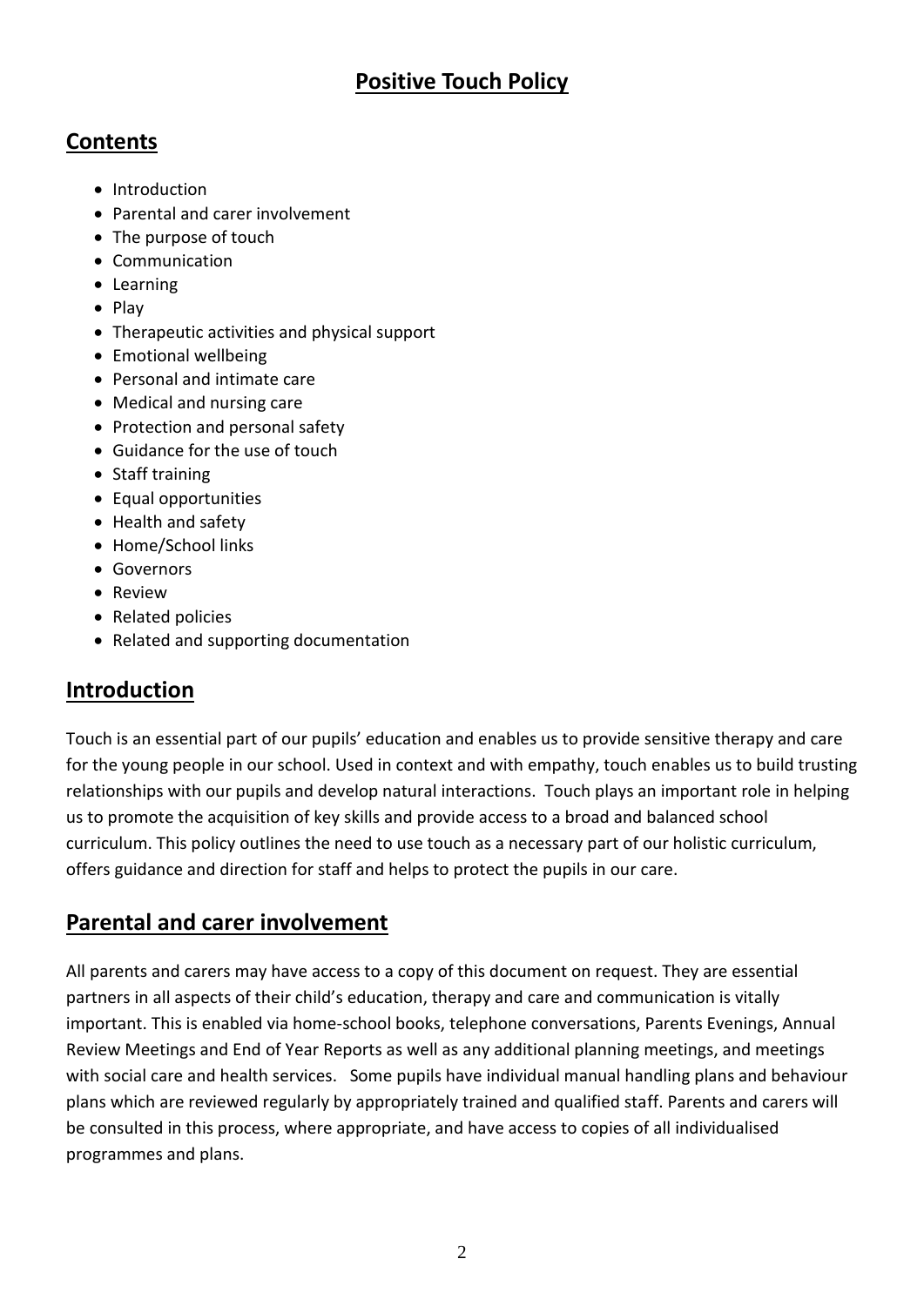# Positive Touch Policy

## Contents

- Introduction
- Parental and carer involvement
- The purpose of touch
- Communication
- Learning
- Play
- Therapeutic activities and physical support
- Emotional wellbeing
- Personal and intimate care
- Medical and nursing care
- Protection and personal safety
- Guidance for the use of touch
- Staff training
- Equal opportunities
- Health and safety
- Home/School links
- Governors
- Review
- Related policies
- Related and supporting documentation

## Introduction

Touch is an essential part of our pupils' education and enables us to provide sensitive therapy and care for the young people in our school. Used in context and with empathy, touch enables us to build trusting relationships with our pupils and develop natural interactions. Touch plays an important role in helping us to promote the acquisition of key skills and provide access to a broad and balanced school curriculum. This policy outlines the need to use touch as a necessary part of our holistic curriculum, offers guidance and direction for staff and helps to protect the pupils in our care.

## Parental and carer involvement

All parents and carers may have access to a copy of this document on request. They are essential partners in all aspects of their child's education, therapy and care and communication is vitally important. This is enabled via home-school books, telephone conversations, Parents Evenings, Annual Review Meetings and End of Year Reports as well as any additional planning meetings, and meetings with social care and health services. Some pupils have individual manual handling plans and behaviour plans which are reviewed regularly by appropriately trained and qualified staff. Parents and carers will be consulted in this process, where appropriate, and have access to copies of all individualised programmes and plans.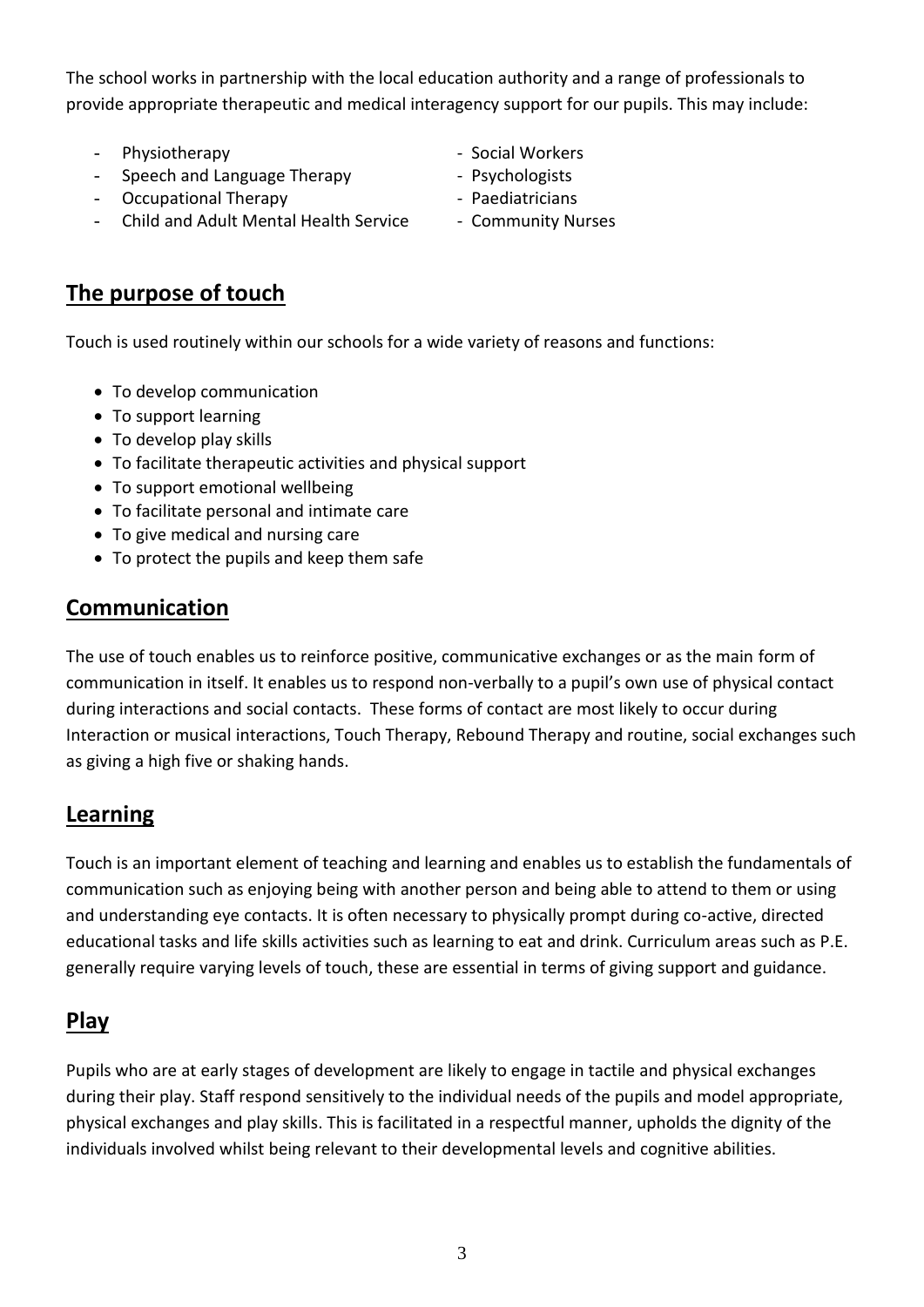The school works in partnership with the local education authority and a range of professionals to provide appropriate therapeutic and medical interagency support for our pupils. This may include:

- Physiotherapy
- Speech and Language Therapy
- Occupational Therapy
- Child and Adult Mental Health Service
- Social Workers
- Psychologists
- Paediatricians
- Community Nurses

## The purpose of touch

Touch is used routinely within our schools for a wide variety of reasons and functions:

- To develop communication
- To support learning
- To develop play skills
- To facilitate therapeutic activities and physical support
- To support emotional wellbeing
- To facilitate personal and intimate care
- To give medical and nursing care
- To protect the pupils and keep them safe

## Communication

The use of touch enables us to reinforce positive, communicative exchanges or as the main form of communication in itself. It enables us to respond non-verbally to a pupil's own use of physical contact during interactions and social contacts. These forms of contact are most likely to occur during Interaction or musical interactions, Touch Therapy, Rebound Therapy and routine, social exchanges such as giving a high five or shaking hands.

## Learning

Touch is an important element of teaching and learning and enables us to establish the fundamentals of communication such as enjoying being with another person and being able to attend to them or using and understanding eye contacts. It is often necessary to physically prompt during co-active, directed educational tasks and life skills activities such as learning to eat and drink. Curriculum areas such as P.E. generally require varying levels of touch, these are essential in terms of giving support and guidance.

## Play

Pupils who are at early stages of development are likely to engage in tactile and physical exchanges during their play. Staff respond sensitively to the individual needs of the pupils and model appropriate, physical exchanges and play skills. This is facilitated in a respectful manner, upholds the dignity of the individuals involved whilst being relevant to their developmental levels and cognitive abilities.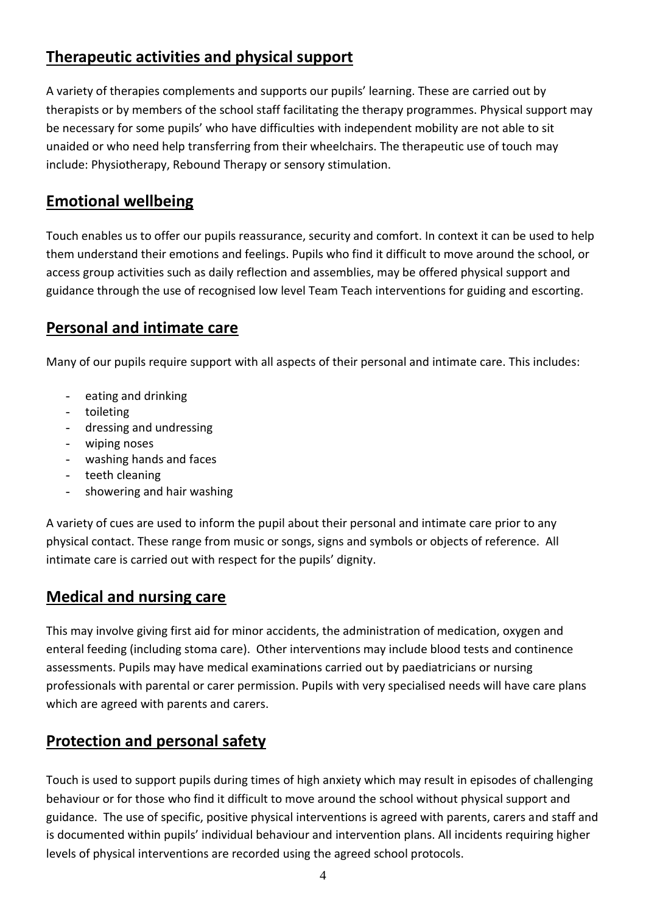## Therapeutic activities and physical support

A variety of therapies complements and supports our pupils' learning. These are carried out by therapists or by members of the school staff facilitating the therapy programmes. Physical support may be necessary for some pupils' who have difficulties with independent mobility are not able to sit unaided or who need help transferring from their wheelchairs. The therapeutic use of touch may include: Physiotherapy, Rebound Therapy or sensory stimulation.

## Emotional wellbeing

Touch enables us to offer our pupils reassurance, security and comfort. In context it can be used to help them understand their emotions and feelings. Pupils who find it difficult to move around the school, or access group activities such as daily reflection and assemblies, may be offered physical support and guidance through the use of recognised low level Team Teach interventions for guiding and escorting.

## Personal and intimate care

Many of our pupils require support with all aspects of their personal and intimate care. This includes:

- eating and drinking
- toileting
- dressing and undressing
- wiping noses
- washing hands and faces
- teeth cleaning
- showering and hair washing

A variety of cues are used to inform the pupil about their personal and intimate care prior to any physical contact. These range from music or songs, signs and symbols or objects of reference. All intimate care is carried out with respect for the pupils' dignity.

## Medical and nursing care

This may involve giving first aid for minor accidents, the administration of medication, oxygen and enteral feeding (including stoma care). Other interventions may include blood tests and continence assessments. Pupils may have medical examinations carried out by paediatricians or nursing professionals with parental or carer permission. Pupils with very specialised needs will have care plans which are agreed with parents and carers.

## Protection and personal safety

Touch is used to support pupils during times of high anxiety which may result in episodes of challenging behaviour or for those who find it difficult to move around the school without physical support and guidance. The use of specific, positive physical interventions is agreed with parents, carers and staff and is documented within pupils' individual behaviour and intervention plans. All incidents requiring higher levels of physical interventions are recorded using the agreed school protocols.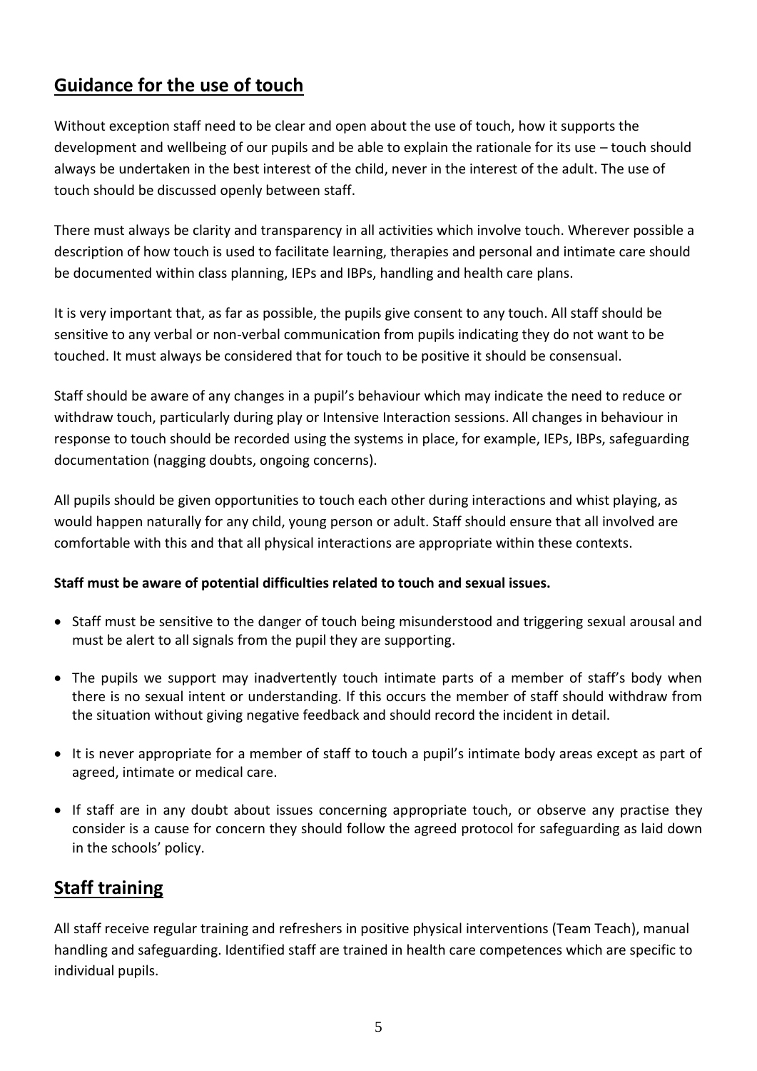## Guidance for the use of touch

Without exception staff need to be clear and open about the use of touch, how it supports the development and wellbeing of our pupils and be able to explain the rationale for its use – touch should always be undertaken in the best interest of the child, never in the interest of the adult. The use of touch should be discussed openly between staff.

There must always be clarity and transparency in all activities which involve touch. Wherever possible a description of how touch is used to facilitate learning, therapies and personal and intimate care should be documented within class planning, IEPs and IBPs, handling and health care plans.

It is very important that, as far as possible, the pupils give consent to any touch. All staff should be sensitive to any verbal or non-verbal communication from pupils indicating they do not want to be touched. It must always be considered that for touch to be positive it should be consensual.

Staff should be aware of any changes in a pupil's behaviour which may indicate the need to reduce or withdraw touch, particularly during play or Intensive Interaction sessions. All changes in behaviour in response to touch should be recorded using the systems in place, for example, IEPs, IBPs, safeguarding documentation (nagging doubts, ongoing concerns).

All pupils should be given opportunities to touch each other during interactions and whist playing, as would happen naturally for any child, young person or adult. Staff should ensure that all involved are comfortable with this and that all physical interactions are appropriate within these contexts.

**Staff must be aware of potential difficulties related to touch and sexual issues.**

- Staff must be sensitive to the danger of touch being misunderstood and triggering sexual arousal and must be alert to all signals from the pupil they are supporting.
- The pupils we support may inadvertently touch intimate parts of a member of staff's body when there is no sexual intent or understanding. If this occurs the member of staff should withdraw from the situation without giving negative feedback and should record the incident in detail.
- It is never appropriate for a member of staff to touch a pupil's intimate body areas except as part of agreed, intimate or medical care.
- If staff are in any doubt about issues concerning appropriate touch, or observe any practise they consider is a cause for concern they should follow the agreed protocol for safeguarding as laid down in the schools' policy.

## Staff training

All staff receive regular training and refreshers in positive physical interventions (Team Teach), manual handling and safeguarding. Identified staff are trained in health care competences which are specific to individual pupils.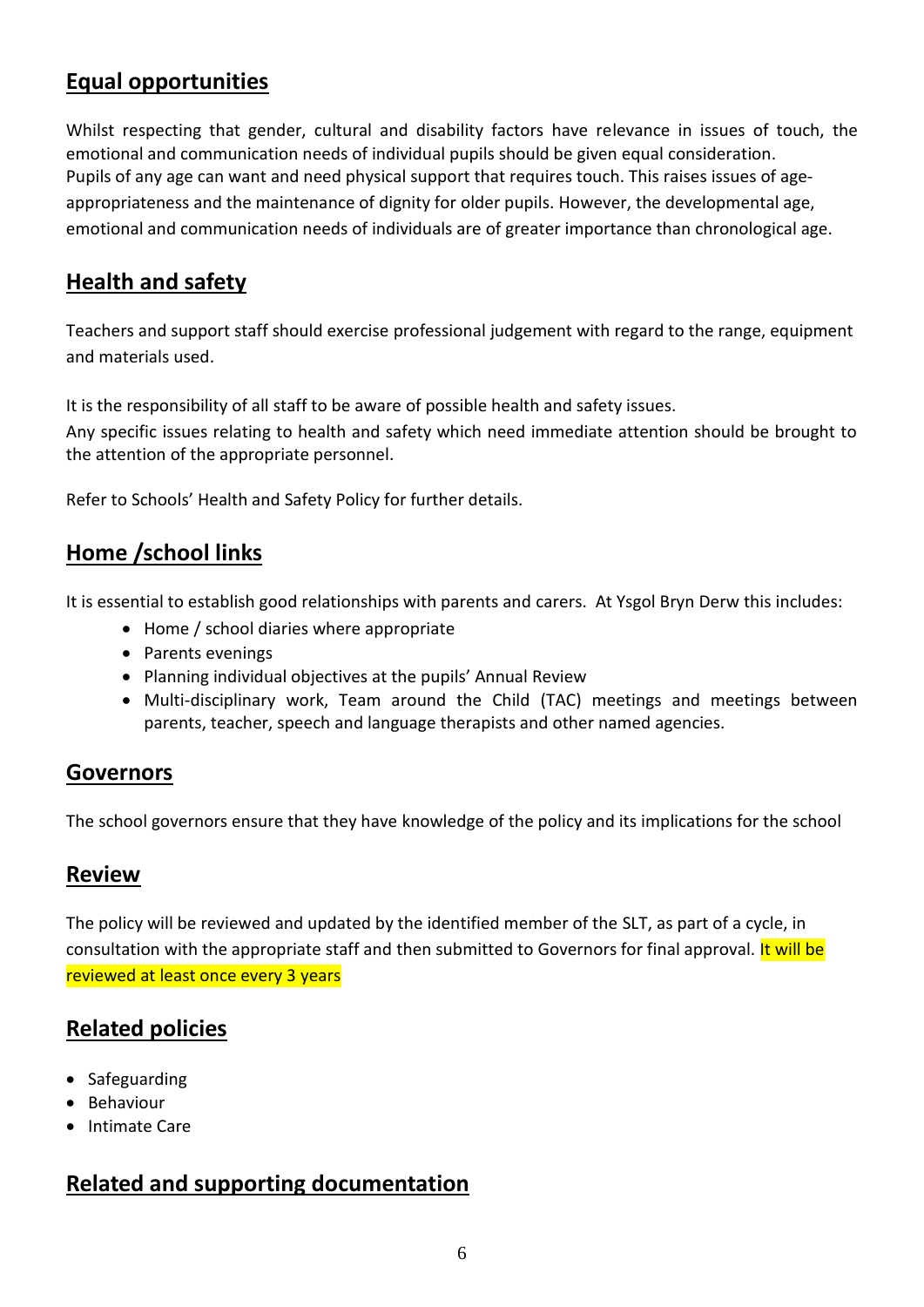## Equal opportunities

Whilst respecting that gender, cultural and disability factors have relevance in issues of touch, the emotional and communication needs of individual pupils should be given equal consideration.
Pupils of any age can want and need physical support that requires touch. This raises issues of age-appropriateness and the maintenance of dignity for older pupils. However, the developmental age, emotional and communication needs of individuals are of greater importance than chronological age.

## Health and safety

Teachers and support staff should exercise professional judgement with regard to the range, equipment and materials used.

It is the responsibility of all staff to be aware of possible health and safety issues.
Any specific issues relating to health and safety which need immediate attention should be brought to the attention of the appropriate personnel.

Refer to Schools' Health and Safety Policy for further details.

## Home /school links

It is essential to establish good relationships with parents and carers. At Ysgol Bryn Derw this includes:

- Home / school diaries where appropriate
- Parents evenings
- Planning individual objectives at the pupils' Annual Review
- Multi-disciplinary work, Team around the Child (TAC) meetings and meetings between parents, teacher, speech and language therapists and other named agencies.

## Governors

The school governors ensure that they have knowledge of the policy and its implications for the school

## Review

The policy will be reviewed and updated by the identified member of the SLT, as part of a cycle, in consultation with the appropriate staff and then submitted to Governors for final approval. It will be reviewed at least once every 3 years

## Related policies

- Safeguarding
- Behaviour
- Intimate Care

## Related and supporting documentation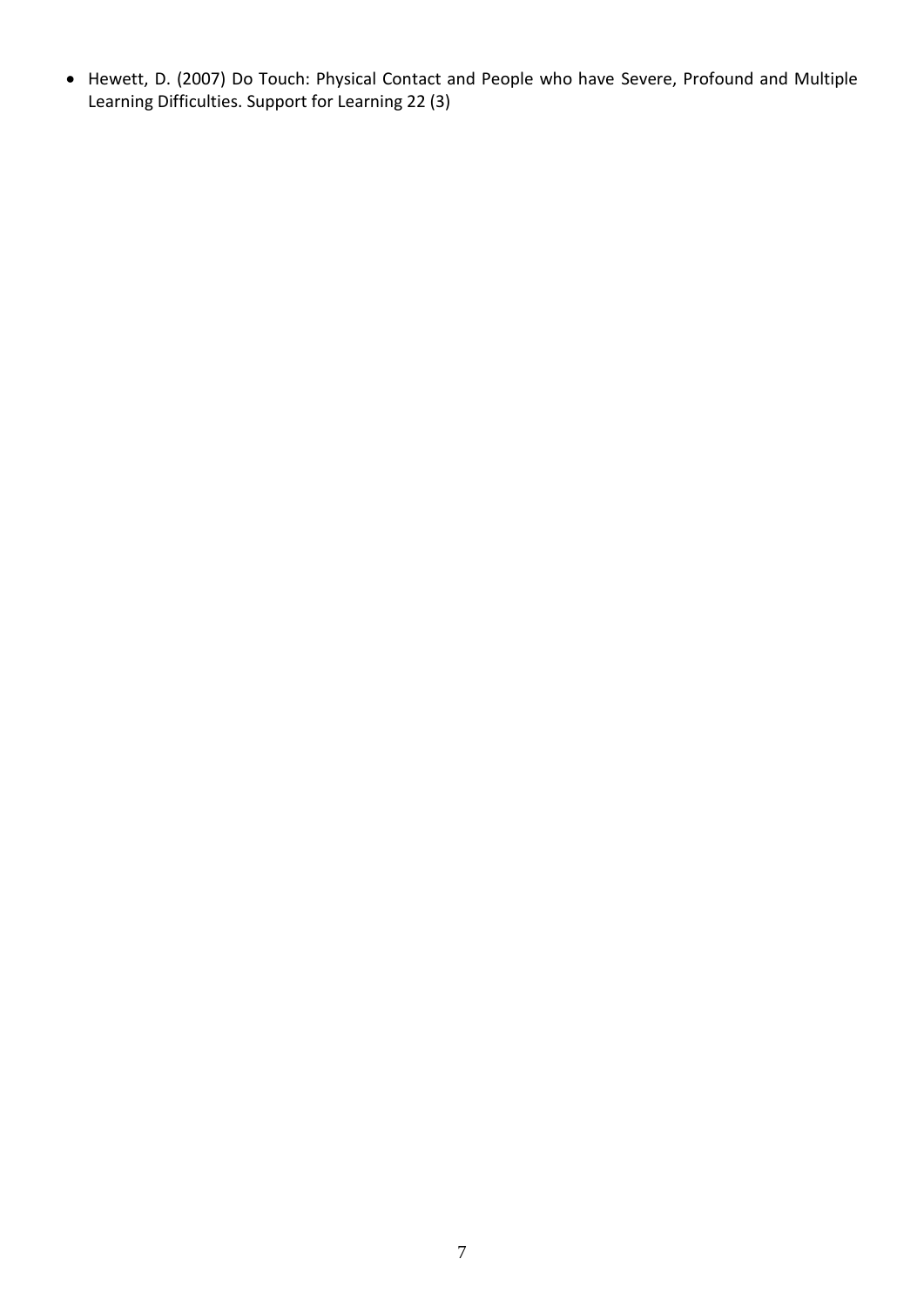- Hewett, D. (2007) Do Touch: Physical Contact and People who have Severe, Profound and Multiple Learning Difficulties. Support for Learning 22 (3)